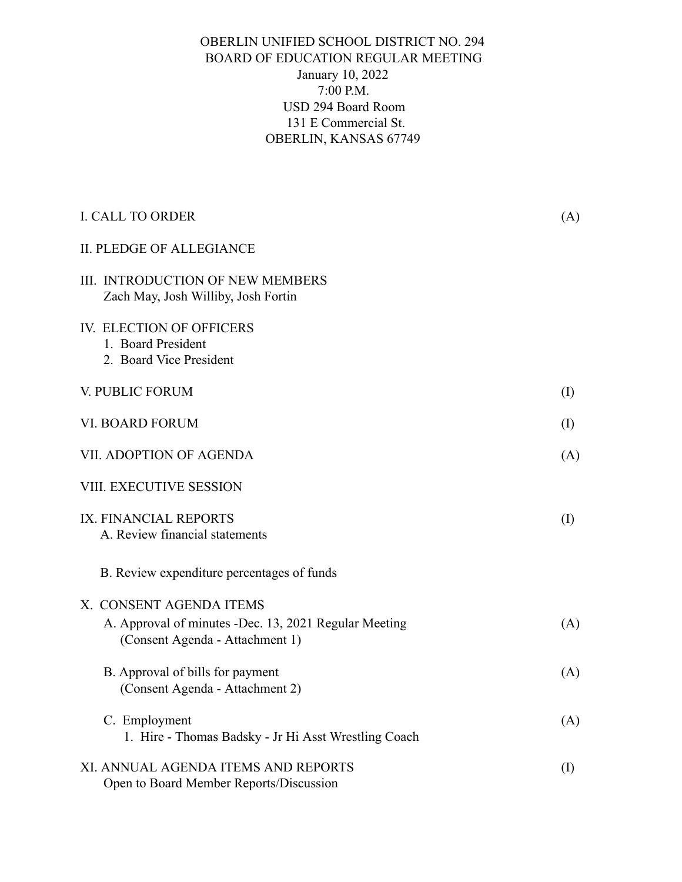# OBERLIN UNIFIED SCHOOL DISTRICT NO. 294
## BOARD OF EDUCATION REGULAR MEETING

January 10, 2022
7:00 P.M.
USD 294 Board Room
131 E Commercial St.
OBERLIN, KANSAS 67749

I. CALL TO ORDER (A)

II. PLEDGE OF ALLEGIANCE

III. INTRODUCTION OF NEW MEMBERS
Zach May, Josh Williby, Josh Fortin

IV. ELECTION OF OFFICERS
1. Board President
2. Board Vice President

V. PUBLIC FORUM (I)

VI. BOARD FORUM (I)

VII. ADOPTION OF AGENDA (A)

VIII. EXECUTIVE SESSION

IX. FINANCIAL REPORTS (I)
A. Review financial statements

B. Review expenditure percentages of funds

X. CONSENT AGENDA ITEMS
A. Approval of minutes -Dec. 13, 2021 Regular Meeting (A)
(Consent Agenda - Attachment 1)

B. Approval of bills for payment (A)
(Consent Agenda - Attachment 2)

C. Employment (A)
1. Hire - Thomas Badsky - Jr Hi Asst Wrestling Coach

XI. ANNUAL AGENDA ITEMS AND REPORTS (I)
Open to Board Member Reports/Discussion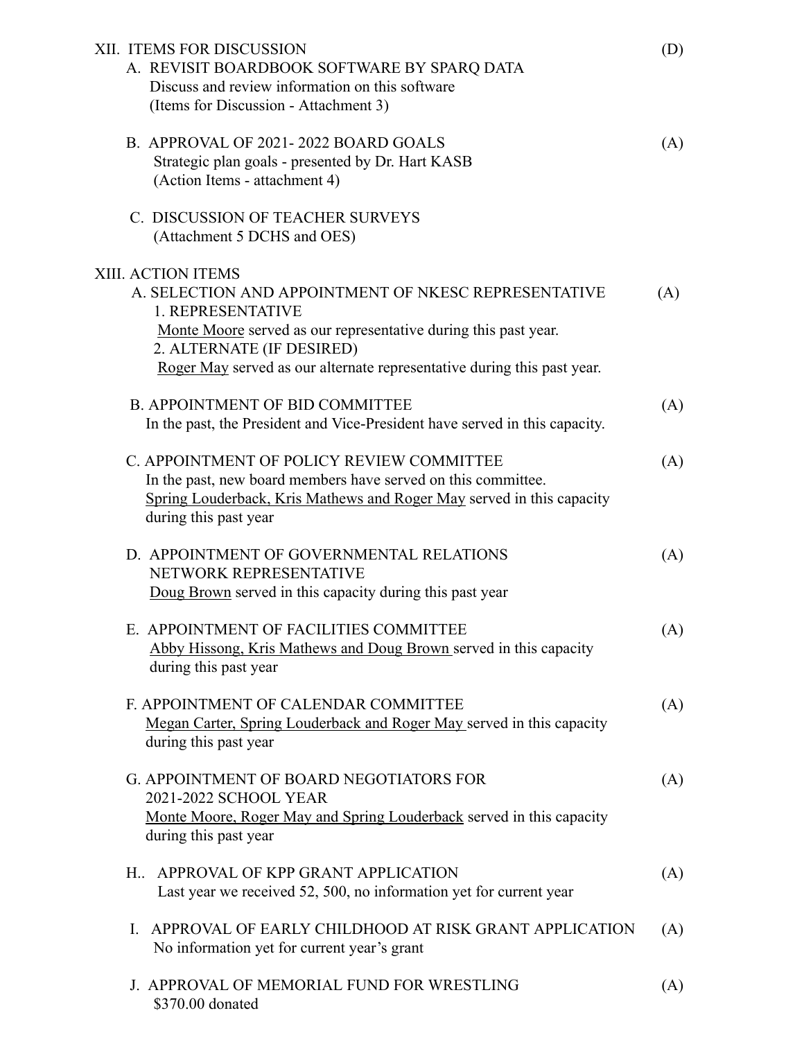## XII. ITEMS FOR DISCUSSION (D)

A. REVISIT BOARDBOOK SOFTWARE BY SPARQ DATA
Discuss and review information on this software
(Items for Discussion - Attachment 3)

B. APPROVAL OF 2021- 2022 BOARD GOALS (A)
Strategic plan goals - presented by Dr. Hart KASB
(Action Items - attachment 4)

C. DISCUSSION OF TEACHER SURVEYS
(Attachment 5 DCHS and OES)

## XIII. ACTION ITEMS

A. SELECTION AND APPOINTMENT OF NKESC REPRESENTATIVE (A)
1. REPRESENTATIVE
Monte Moore served as our representative during this past year.
2. ALTERNATE (IF DESIRED)
Roger May served as our alternate representative during this past year.

B. APPOINTMENT OF BID COMMITTEE (A)
In the past, the President and Vice-President have served in this capacity.

C. APPOINTMENT OF POLICY REVIEW COMMITTEE (A)
In the past, new board members have served on this committee.
Spring Louderback, Kris Mathews and Roger May served in this capacity during this past year

D. APPOINTMENT OF GOVERNMENTAL RELATIONS NETWORK REPRESENTATIVE (A)
Doug Brown served in this capacity during this past year

E. APPOINTMENT OF FACILITIES COMMITTEE (A)
Abby Hissong, Kris Mathews and Doug Brown served in this capacity during this past year

F. APPOINTMENT OF CALENDAR COMMITTEE (A)
Megan Carter, Spring Louderback and Roger May served in this capacity during this past year

G. APPOINTMENT OF BOARD NEGOTIATORS FOR 2021-2022 SCHOOL YEAR (A)
Monte Moore, Roger May and Spring Louderback served in this capacity during this past year

H.. APPROVAL OF KPP GRANT APPLICATION (A)
Last year we received 52, 500, no information yet for current year

I. APPROVAL OF EARLY CHILDHOOD AT RISK GRANT APPLICATION (A)
No information yet for current year's grant

J. APPROVAL OF MEMORIAL FUND FOR WRESTLING (A)
$370.00 donated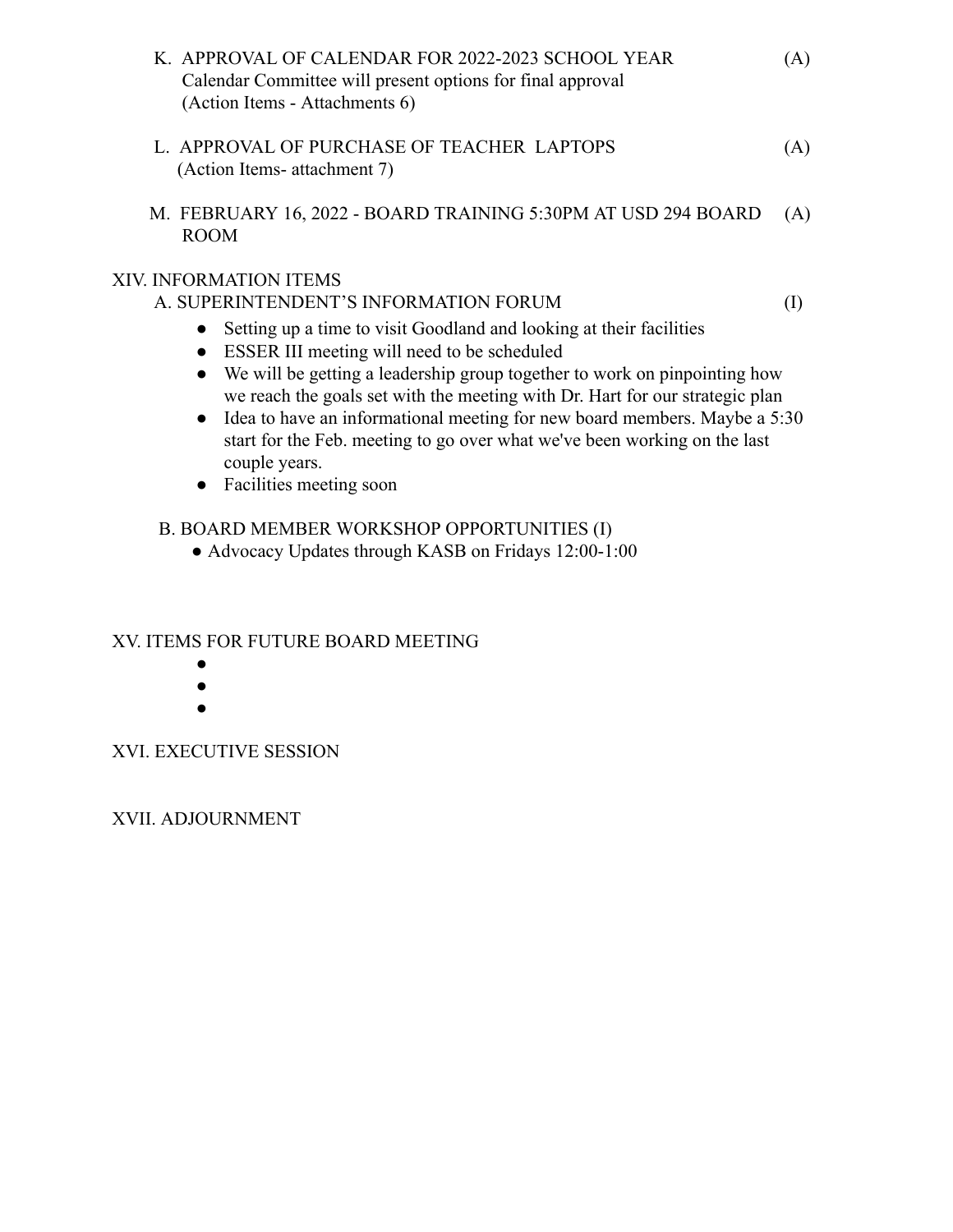K. APPROVAL OF CALENDAR FOR 2022-2023 SCHOOL YEAR (A)
Calendar Committee will present options for final approval
(Action Items - Attachments 6)

L. APPROVAL OF PURCHASE OF TEACHER LAPTOPS (A)
(Action Items- attachment 7)

M. FEBRUARY 16, 2022 - BOARD TRAINING 5:30PM AT USD 294 BOARD ROOM (A)

XIV. INFORMATION ITEMS

A. SUPERINTENDENT'S INFORMATION FORUM (I)

- Setting up a time to visit Goodland and looking at their facilities
- ESSER III meeting will need to be scheduled
- We will be getting a leadership group together to work on pinpointing how we reach the goals set with the meeting with Dr. Hart for our strategic plan
- Idea to have an informational meeting for new board members. Maybe a 5:30 start for the Feb. meeting to go over what we've been working on the last couple years.
- Facilities meeting soon

B. BOARD MEMBER WORKSHOP OPPORTUNITIES (I)

- Advocacy Updates through KASB on Fridays 12:00-1:00

XV. ITEMS FOR FUTURE BOARD MEETING

- 
- 
- 

XVI. EXECUTIVE SESSION

XVII. ADJOURNMENT